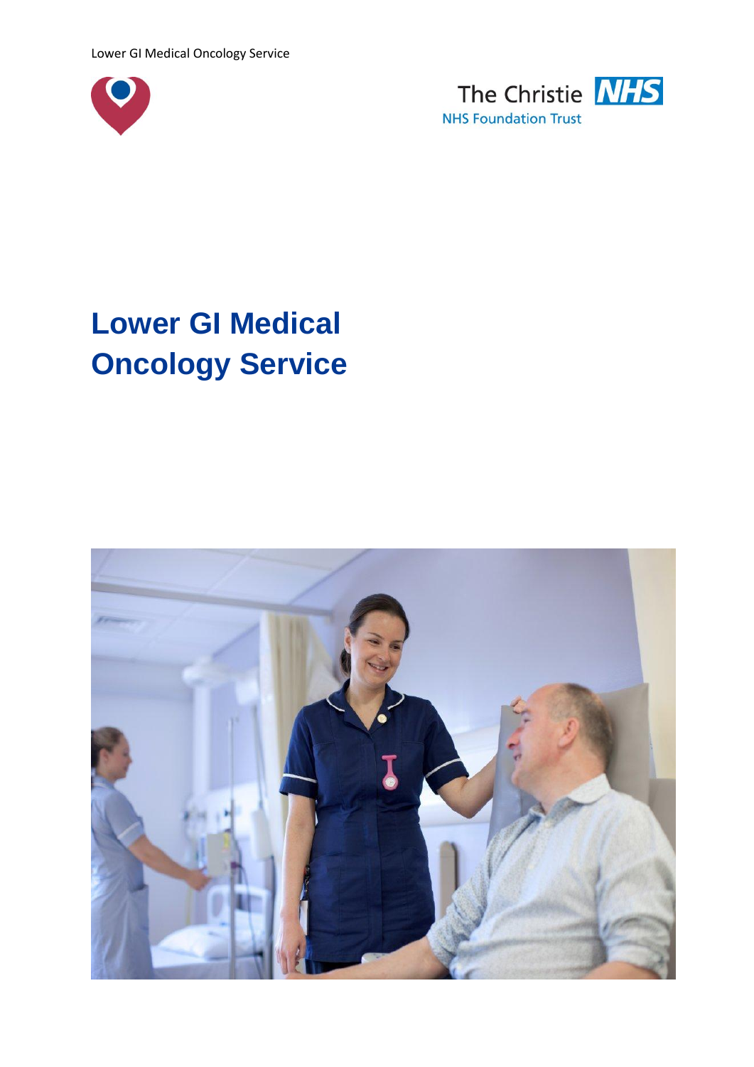The Christie NHS Foundation Trust

# Lower GI Medical Oncology Service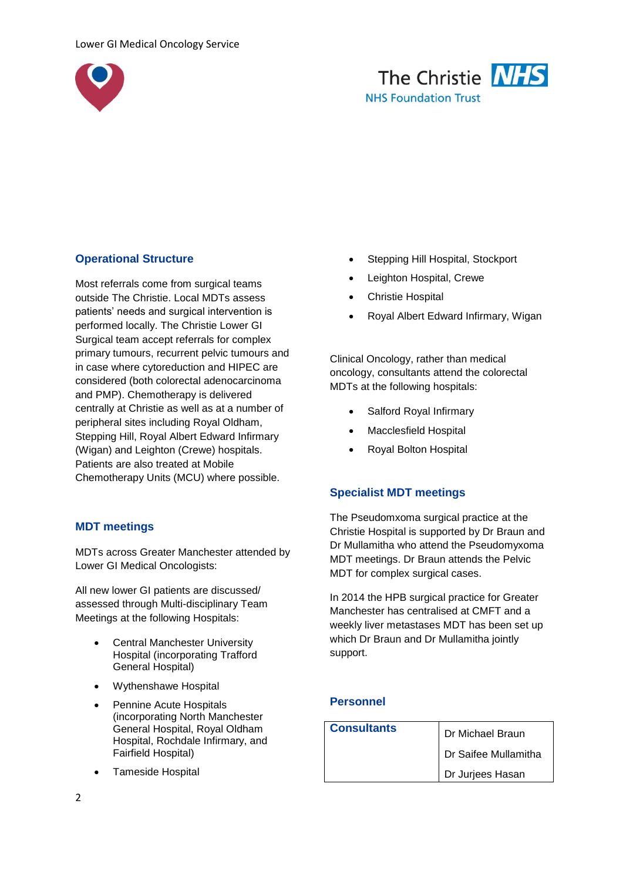## Operational Structure

Most referrals come from surgical teams outside The Christie. Local MDTs assess patients' needs and surgical intervention is performed locally. The Christie Lower GI Surgical team accept referrals for complex primary tumours, recurrent pelvic tumours and in case where cytoreduction and HIPEC are considered (both colorectal adenocarcinoma and PMP). Chemotherapy is delivered centrally at Christie as well as at a number of peripheral sites including Royal Oldham, Stepping Hill, Royal Albert Edward Infirmary (Wigan) and Leighton (Crewe) hospitals. Patients are also treated at Mobile Chemotherapy Units (MCU) where possible.

## MDT meetings

MDTs across Greater Manchester attended by Lower GI Medical Oncologists:

All new lower GI patients are discussed/ assessed through Multi-disciplinary Team Meetings at the following Hospitals:

- Central Manchester University Hospital (incorporating Trafford General Hospital)
- Wythenshawe Hospital
- Pennine Acute Hospitals (incorporating North Manchester General Hospital, Royal Oldham Hospital, Rochdale Infirmary, and Fairfield Hospital)
- Tameside Hospital
- Stepping Hill Hospital, Stockport
- Leighton Hospital, Crewe
- Christie Hospital
- Royal Albert Edward Infirmary, Wigan

Clinical Oncology, rather than medical oncology, consultants attend the colorectal MDTs at the following hospitals:

- Salford Royal Infirmary
- Macclesfield Hospital
- Royal Bolton Hospital

## Specialist MDT meetings

The Pseudomxoma surgical practice at the Christie Hospital is supported by Dr Braun and Dr Mullamitha who attend the Pseudomyxoma MDT meetings. Dr Braun attends the Pelvic MDT for complex surgical cases.

In 2014 the HPB surgical practice for Greater Manchester has centralised at CMFT and a weekly liver metastases MDT has been set up which Dr Braun and Dr Mullamitha jointly support.

## Personnel

| | |
|---|---|
| **Consultants** | Dr Michael Braun |
| | Dr Saifee Mullamitha |
| | Dr Jurjees Hasan |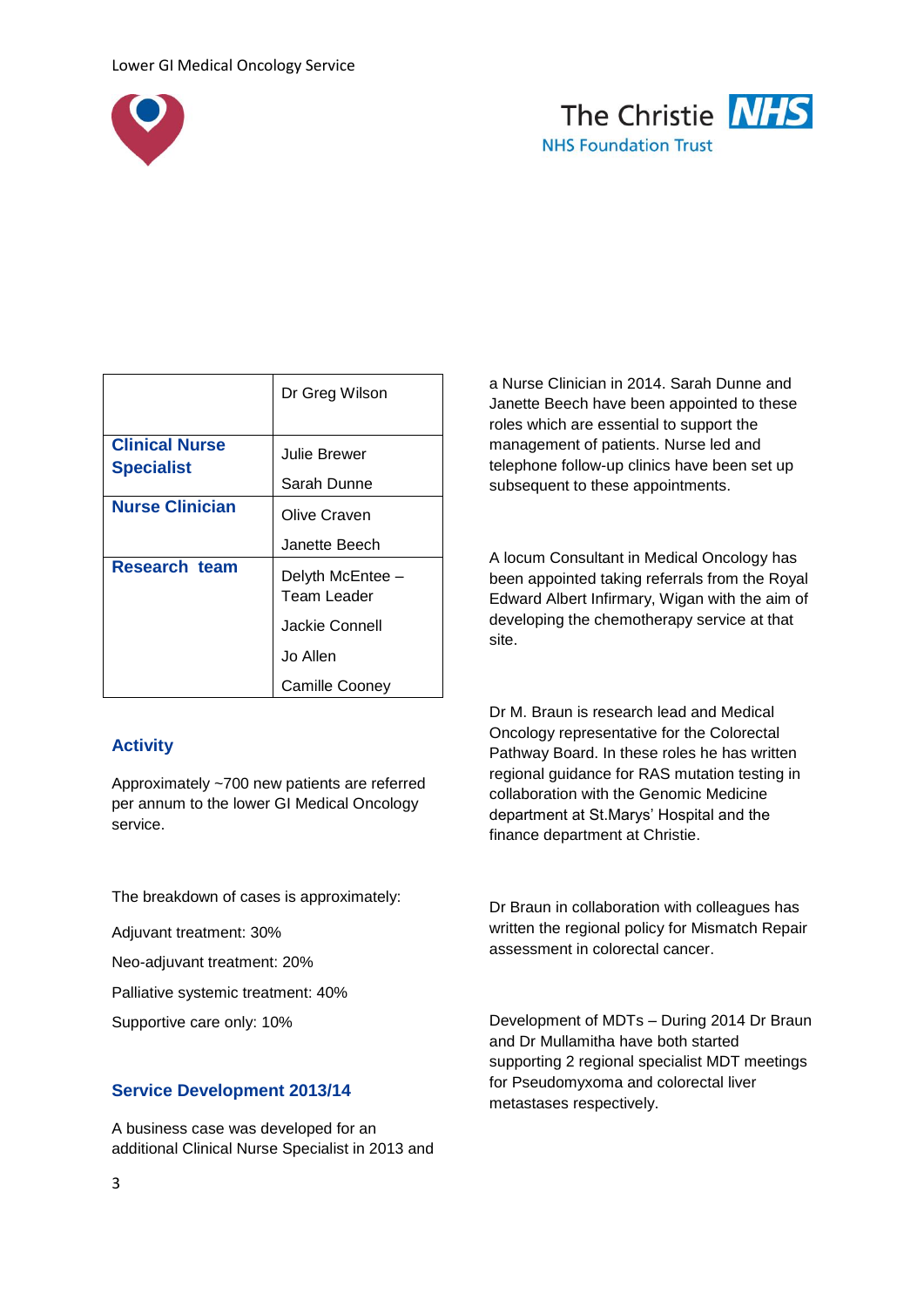| | Dr Greg Wilson |
|---|---|
| **Clinical Nurse Specialist** | Julie Brewer<br>Sarah Dunne |
| **Nurse Clinician** | Olive Craven<br>Janette Beech |
| **Research team** | Delyth McEntee – Team Leader<br>Jackie Connell<br>Jo Allen<br>Camille Cooney |

## Activity

Approximately ~700 new patients are referred per annum to the lower GI Medical Oncology service.

The breakdown of cases is approximately:

Adjuvant treatment: 30%

Neo-adjuvant treatment: 20%

Palliative systemic treatment: 40%

Supportive care only: 10%

## Service Development 2013/14

A business case was developed for an additional Clinical Nurse Specialist in 2013 and a Nurse Clinician in 2014. Sarah Dunne and Janette Beech have been appointed to these roles which are essential to support the management of patients. Nurse led and telephone follow-up clinics have been set up subsequent to these appointments.

A locum Consultant in Medical Oncology has been appointed taking referrals from the Royal Edward Albert Infirmary, Wigan with the aim of developing the chemotherapy service at that site.

Dr M. Braun is research lead and Medical Oncology representative for the Colorectal Pathway Board. In these roles he has written regional guidance for RAS mutation testing in collaboration with the Genomic Medicine department at St.Marys' Hospital and the finance department at Christie.

Dr Braun in collaboration with colleagues has written the regional policy for Mismatch Repair assessment in colorectal cancer.

Development of MDTs – During 2014 Dr Braun and Dr Mullamitha have both started supporting 2 regional specialist MDT meetings for Pseudomyxoma and colorectal liver metastases respectively.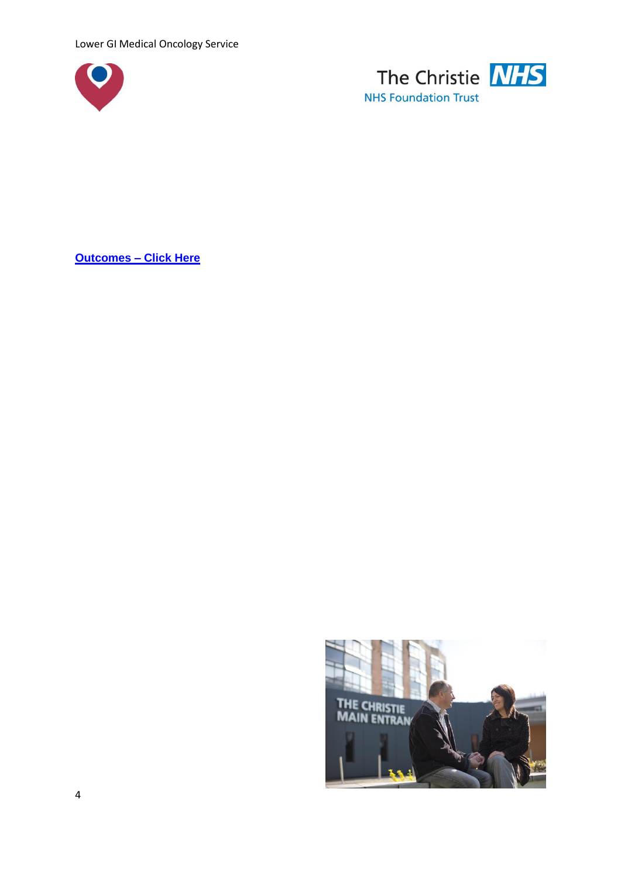**Outcomes – Click Here**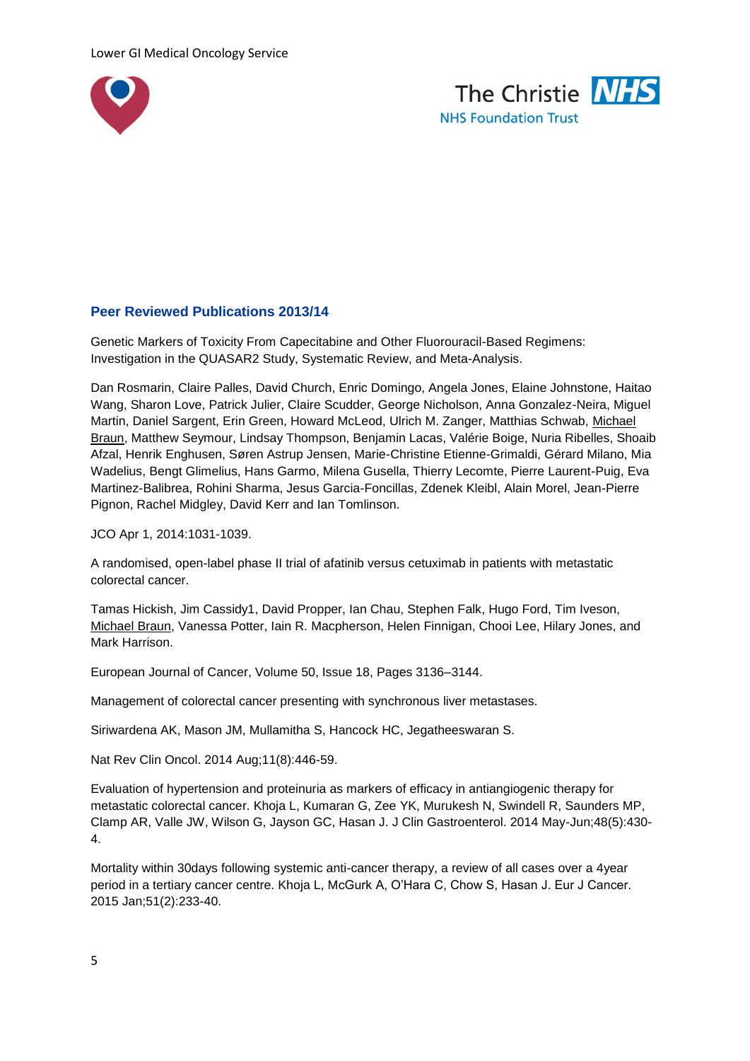## Peer Reviewed Publications 2013/14

Genetic Markers of Toxicity From Capecitabine and Other Fluorouracil-Based Regimens: Investigation in the QUASAR2 Study, Systematic Review, and Meta-Analysis.

Dan Rosmarin, Claire Palles, David Church, Enric Domingo, Angela Jones, Elaine Johnstone, Haitao Wang, Sharon Love, Patrick Julier, Claire Scudder, George Nicholson, Anna Gonzalez-Neira, Miguel Martin, Daniel Sargent, Erin Green, Howard McLeod, Ulrich M. Zanger, Matthias Schwab, Michael Braun, Matthew Seymour, Lindsay Thompson, Benjamin Lacas, Valérie Boige, Nuria Ribelles, Shoaib Afzal, Henrik Enghusen, Søren Astrup Jensen, Marie-Christine Etienne-Grimaldi, Gérard Milano, Mia Wadelius, Bengt Glimelius, Hans Garmo, Milena Gusella, Thierry Lecomte, Pierre Laurent-Puig, Eva Martinez-Balibrea, Rohini Sharma, Jesus Garcia-Foncillas, Zdenek Kleibl, Alain Morel, Jean-Pierre Pignon, Rachel Midgley, David Kerr and Ian Tomlinson.

JCO Apr 1, 2014:1031-1039.

A randomised, open-label phase II trial of afatinib versus cetuximab in patients with metastatic colorectal cancer.

Tamas Hickish, Jim Cassidy1, David Propper, Ian Chau, Stephen Falk, Hugo Ford, Tim Iveson, Michael Braun, Vanessa Potter, Iain R. Macpherson, Helen Finnigan, Chooi Lee, Hilary Jones, and Mark Harrison.

European Journal of Cancer, Volume 50, Issue 18, Pages 3136–3144.

Management of colorectal cancer presenting with synchronous liver metastases.

Siriwardena AK, Mason JM, Mullamitha S, Hancock HC, Jegatheeswaran S.

Nat Rev Clin Oncol. 2014 Aug;11(8):446-59.

Evaluation of hypertension and proteinuria as markers of efficacy in antiangiogenic therapy for metastatic colorectal cancer. Khoja L, Kumaran G, Zee YK, Murukesh N, Swindell R, Saunders MP, Clamp AR, Valle JW, Wilson G, Jayson GC, Hasan J. J Clin Gastroenterol. 2014 May-Jun;48(5):430-4.

Mortality within 30days following systemic anti-cancer therapy, a review of all cases over a 4year period in a tertiary cancer centre. Khoja L, McGurk A, O'Hara C, Chow S, Hasan J. Eur J Cancer. 2015 Jan;51(2):233-40.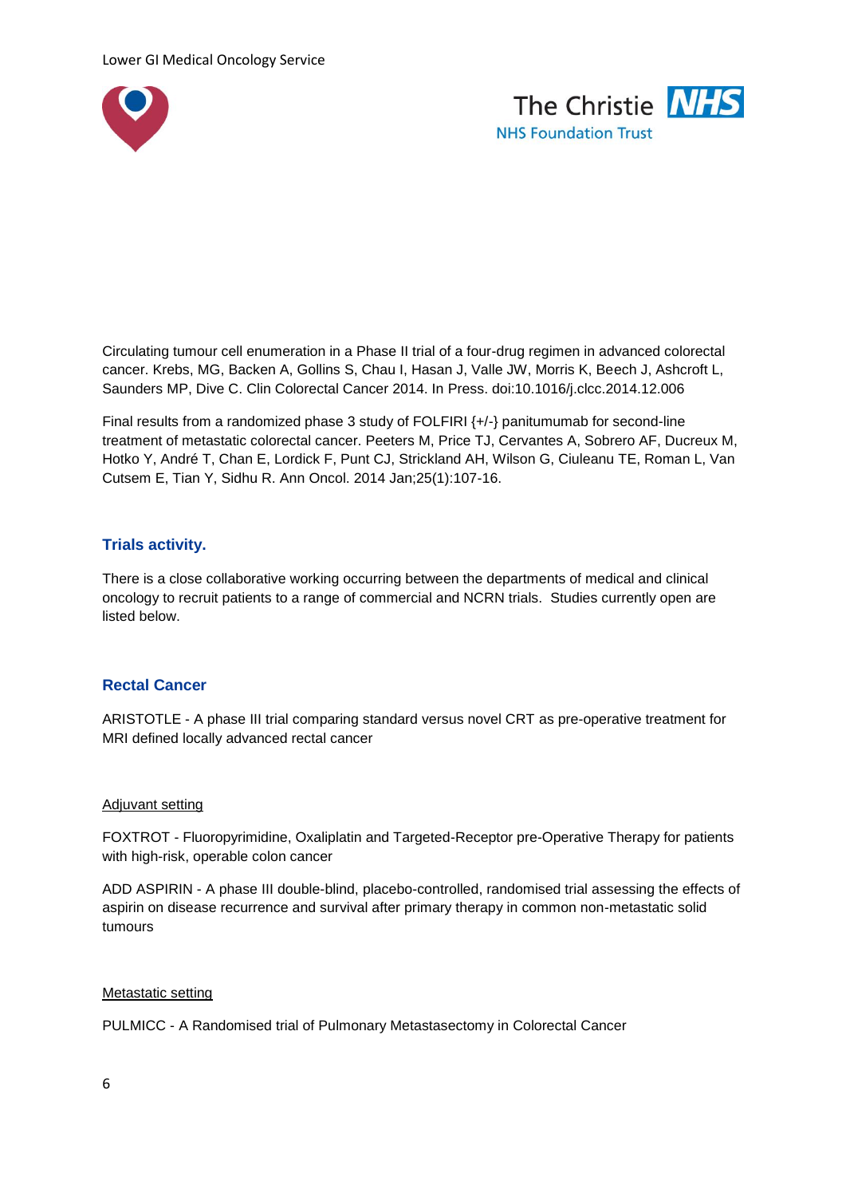Circulating tumour cell enumeration in a Phase II trial of a four-drug regimen in advanced colorectal cancer. Krebs, MG, Backen A, Gollins S, Chau I, Hasan J, Valle JW, Morris K, Beech J, Ashcroft L, Saunders MP, Dive C. Clin Colorectal Cancer 2014. In Press. doi:10.1016/j.clcc.2014.12.006

Final results from a randomized phase 3 study of FOLFIRI {+/-} panitumumab for second-line treatment of metastatic colorectal cancer. Peeters M, Price TJ, Cervantes A, Sobrero AF, Ducreux M, Hotko Y, André T, Chan E, Lordick F, Punt CJ, Strickland AH, Wilson G, Ciuleanu TE, Roman L, Van Cutsem E, Tian Y, Sidhu R. Ann Oncol. 2014 Jan;25(1):107-16.

## Trials activity.

There is a close collaborative working occurring between the departments of medical and clinical oncology to recruit patients to a range of commercial and NCRN trials. Studies currently open are listed below.

## Rectal Cancer

ARISTOTLE - A phase III trial comparing standard versus novel CRT as pre-operative treatment for MRI defined locally advanced rectal cancer

### Adjuvant setting

FOXTROT - Fluoropyrimidine, Oxaliplatin and Targeted-Receptor pre-Operative Therapy for patients with high-risk, operable colon cancer

ADD ASPIRIN - A phase III double-blind, placebo-controlled, randomised trial assessing the effects of aspirin on disease recurrence and survival after primary therapy in common non-metastatic solid tumours

### Metastatic setting

PULMICC - A Randomised trial of Pulmonary Metastasectomy in Colorectal Cancer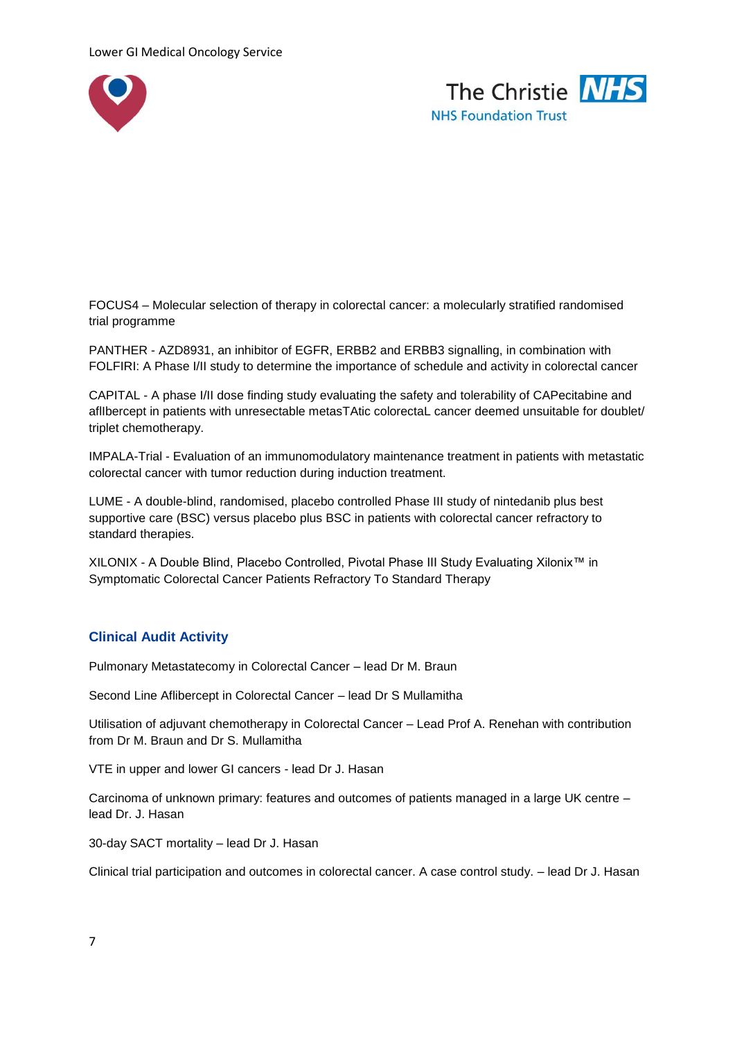FOCUS4 – Molecular selection of therapy in colorectal cancer: a molecularly stratified randomised trial programme

PANTHER - AZD8931, an inhibitor of EGFR, ERBB2 and ERBB3 signalling, in combination with FOLFIRI: A Phase I/II study to determine the importance of schedule and activity in colorectal cancer

CAPITAL - A phase I/II dose finding study evaluating the safety and tolerability of CAPecitabine and afllbercept in patients with unresectable metasTAtic colorectaL cancer deemed unsuitable for doublet/ triplet chemotherapy.

IMPALA-Trial - Evaluation of an immunomodulatory maintenance treatment in patients with metastatic colorectal cancer with tumor reduction during induction treatment.

LUME - A double-blind, randomised, placebo controlled Phase III study of nintedanib plus best supportive care (BSC) versus placebo plus BSC in patients with colorectal cancer refractory to standard therapies.

XILONIX - A Double Blind, Placebo Controlled, Pivotal Phase III Study Evaluating Xilonix™ in Symptomatic Colorectal Cancer Patients Refractory To Standard Therapy

## Clinical Audit Activity

Pulmonary Metastatecomy in Colorectal Cancer – lead Dr M. Braun

Second Line Aflibercept in Colorectal Cancer – lead Dr S Mullamitha

Utilisation of adjuvant chemotherapy in Colorectal Cancer – Lead Prof A. Renehan with contribution from Dr M. Braun and Dr S. Mullamitha

VTE in upper and lower GI cancers - lead Dr J. Hasan

Carcinoma of unknown primary: features and outcomes of patients managed in a large UK centre – lead Dr. J. Hasan

30-day SACT mortality – lead Dr J. Hasan

Clinical trial participation and outcomes in colorectal cancer. A case control study. – lead Dr J. Hasan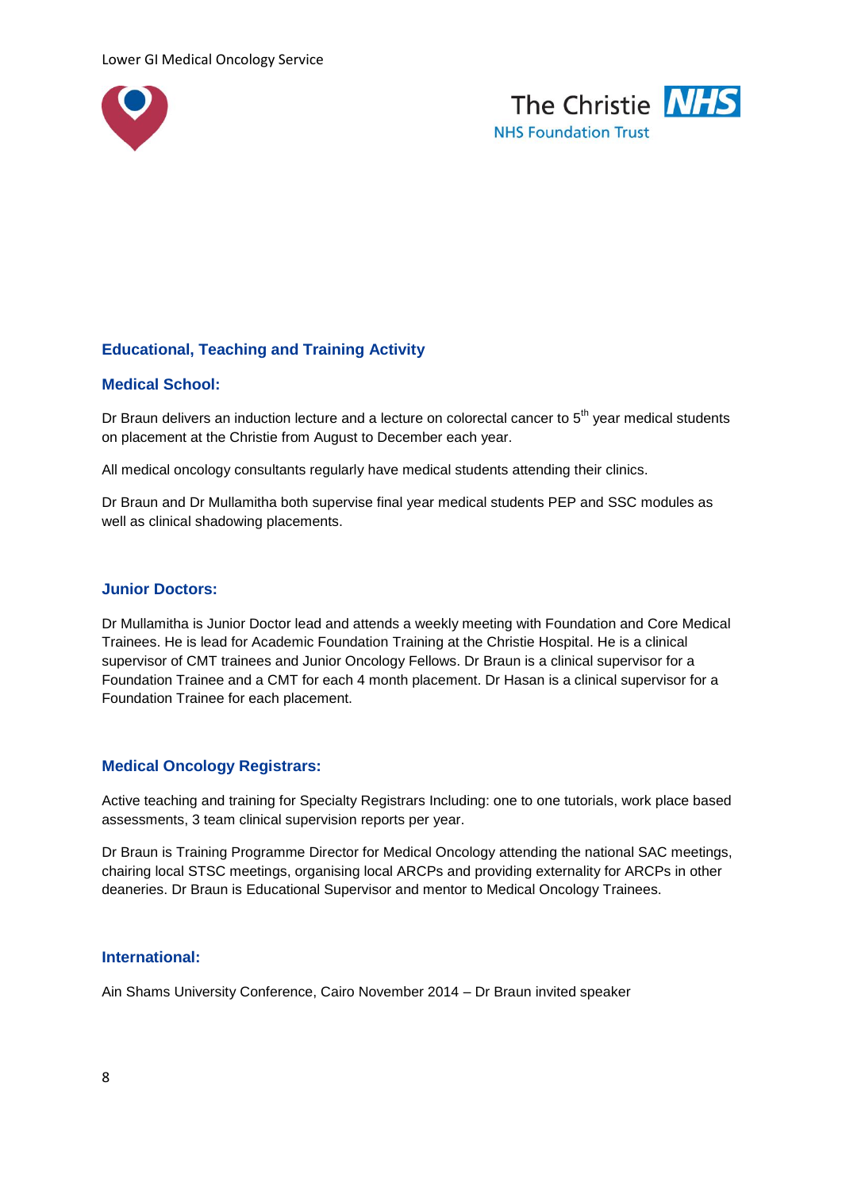## Educational, Teaching and Training Activity

### Medical School:

Dr Braun delivers an induction lecture and a lecture on colorectal cancer to 5th year medical students on placement at the Christie from August to December each year.

All medical oncology consultants regularly have medical students attending their clinics.

Dr Braun and Dr Mullamitha both supervise final year medical students PEP and SSC modules as well as clinical shadowing placements.

### Junior Doctors:

Dr Mullamitha is Junior Doctor lead and attends a weekly meeting with Foundation and Core Medical Trainees. He is lead for Academic Foundation Training at the Christie Hospital. He is a clinical supervisor of CMT trainees and Junior Oncology Fellows. Dr Braun is a clinical supervisor for a Foundation Trainee and a CMT for each 4 month placement. Dr Hasan is a clinical supervisor for a Foundation Trainee for each placement.

### Medical Oncology Registrars:

Active teaching and training for Specialty Registrars Including: one to one tutorials, work place based assessments, 3 team clinical supervision reports per year.

Dr Braun is Training Programme Director for Medical Oncology attending the national SAC meetings, chairing local STSC meetings, organising local ARCPs and providing externality for ARCPs in other deaneries. Dr Braun is Educational Supervisor and mentor to Medical Oncology Trainees.

### International:

Ain Shams University Conference, Cairo November 2014 – Dr Braun invited speaker